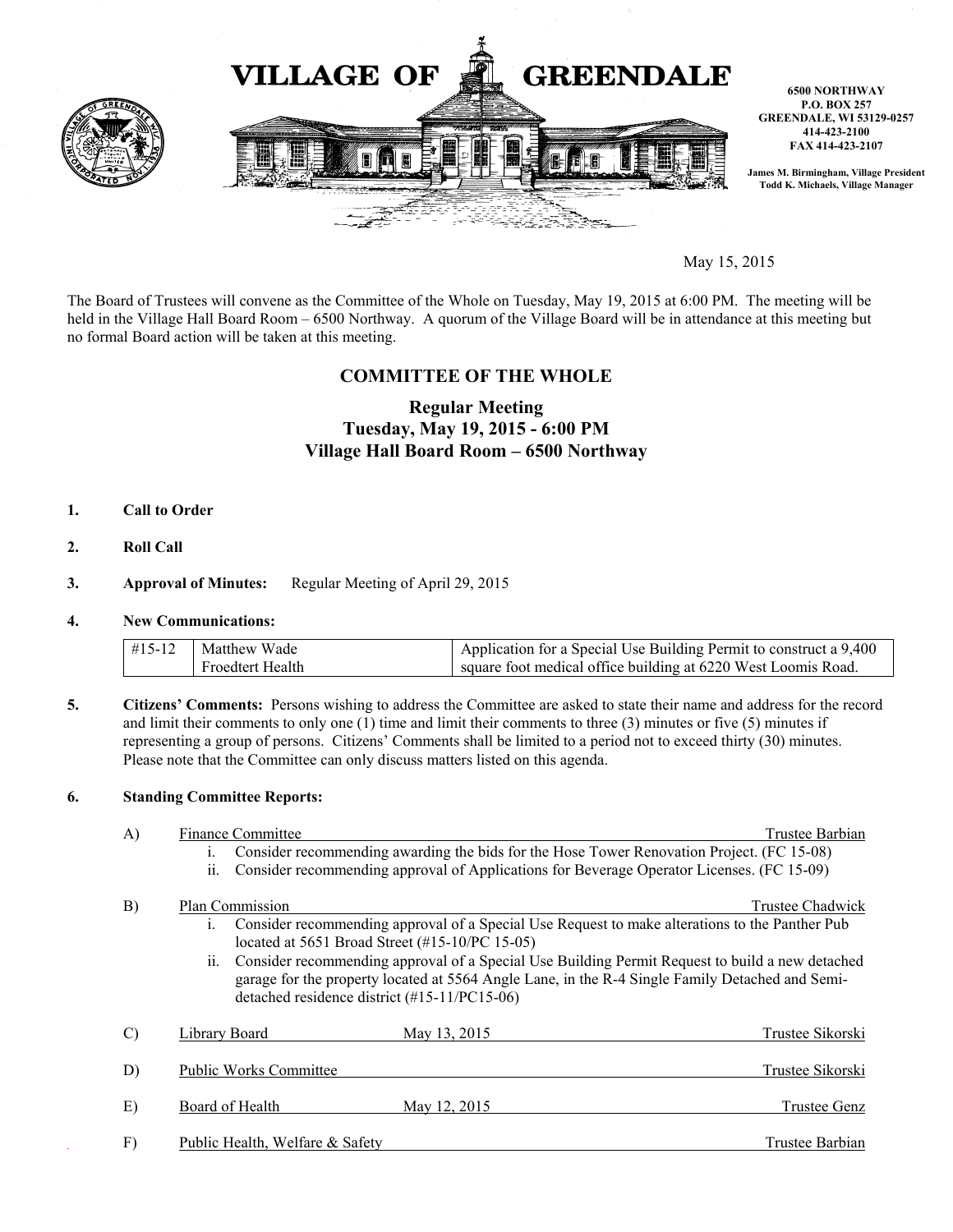# VILLAGE OF GREENDALE

6500 NORTHWAY
P.O. BOX 257
GREENDALE, WI 53129-0257
414-423-2100
FAX 414-423-2107

James M. Birmingham, Village President
Todd K. Michaels, Village Manager

May 15, 2015

The Board of Trustees will convene as the Committee of the Whole on Tuesday, May 19, 2015 at 6:00 PM. The meeting will be held in the Village Hall Board Room – 6500 Northway. A quorum of the Village Board will be in attendance at this meeting but no formal Board action will be taken at this meeting.

## COMMITTEE OF THE WHOLE

### Regular Meeting
### Tuesday, May 19, 2015 - 6:00 PM
### Village Hall Board Room – 6500 Northway

1. **Call to Order**

2. **Roll Call**

3. **Approval of Minutes:** Regular Meeting of April 29, 2015

4. **New Communications:**

| | | |
|---|---|---|
| #15-12 | Matthew Wade<br>Froedtert Health | Application for a Special Use Building Permit to construct a 9,400 square foot medical office building at 6220 West Loomis Road. |

5. **Citizens' Comments:** Persons wishing to address the Committee are asked to state their name and address for the record and limit their comments to only one (1) time and limit their comments to three (3) minutes or five (5) minutes if representing a group of persons. Citizens' Comments shall be limited to a period not to exceed thirty (30) minutes. Please note that the Committee can only discuss matters listed on this agenda.

6. **Standing Committee Reports:**

   A) Finance Committee — Trustee Barbian
      - i. Consider recommending awarding the bids for the Hose Tower Renovation Project. (FC 15-08)
      - ii. Consider recommending approval of Applications for Beverage Operator Licenses. (FC 15-09)

   B) Plan Commission — Trustee Chadwick
      - i. Consider recommending approval of a Special Use Request to make alterations to the Panther Pub located at 5651 Broad Street (#15-10/PC 15-05)
      - ii. Consider recommending approval of a Special Use Building Permit Request to build a new detached garage for the property located at 5564 Angle Lane, in the R-4 Single Family Detached and Semi-detached residence district (#15-11/PC15-06)

   C) Library Board — May 13, 2015 — Trustee Sikorski

   D) Public Works Committee — Trustee Sikorski

   E) Board of Health — May 12, 2015 — Trustee Genz

   F) Public Health, Welfare & Safety — Trustee Barbian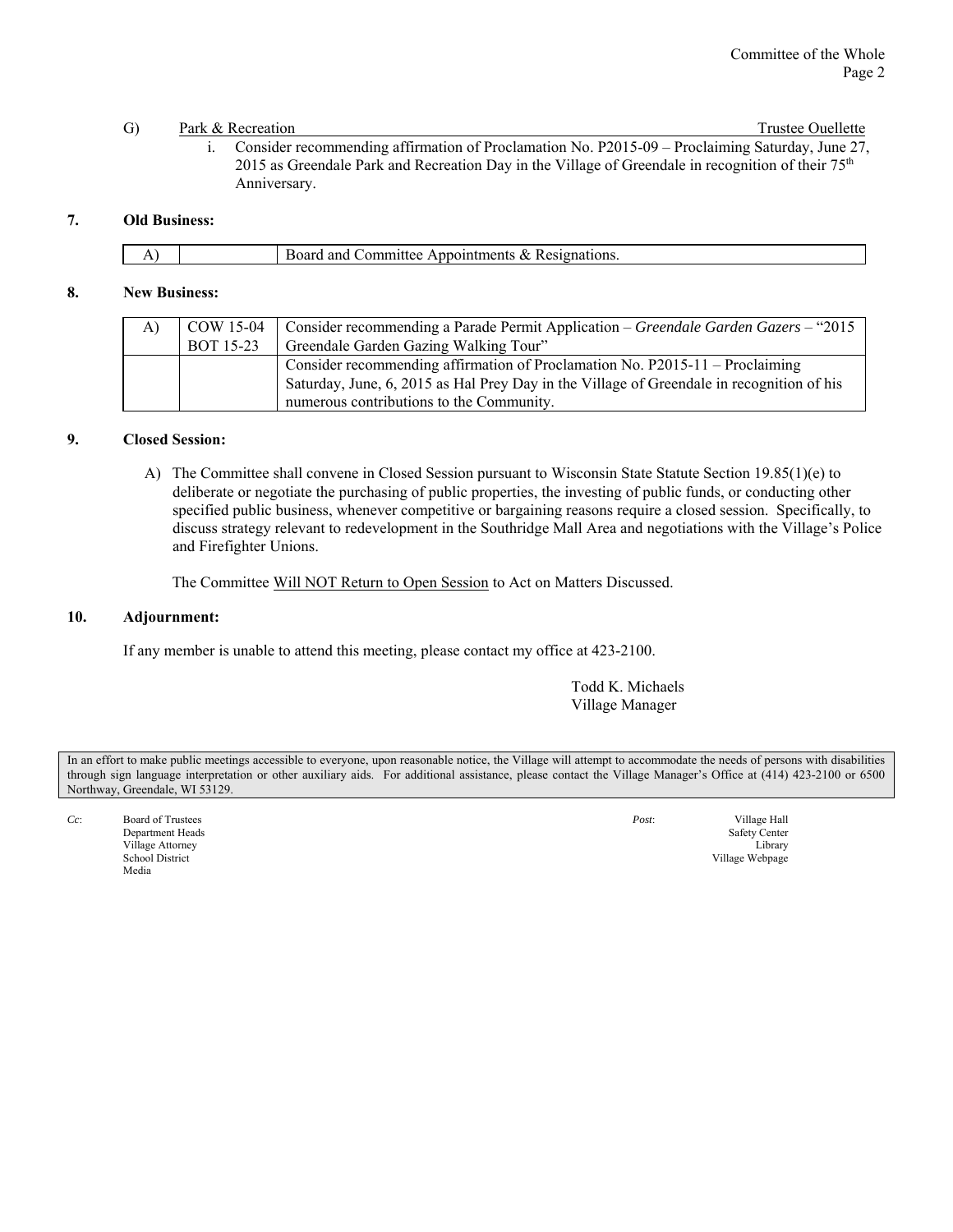G) Park & Recreation — Trustee Ouellette

i. Consider recommending affirmation of Proclamation No. P2015-09 – Proclaiming Saturday, June 27, 2015 as Greendale Park and Recreation Day in the Village of Greendale in recognition of their 75th Anniversary.

**7. Old Business:**

| | | |
|---|---|---|
| A) | | Board and Committee Appointments & Resignations. |

**8. New Business:**

| | | |
|---|---|---|
| A) | COW 15-04 BOT 15-23 | Consider recommending a Parade Permit Application – *Greendale Garden Gazers* – "2015 Greendale Garden Gazing Walking Tour" |
| | | Consider recommending affirmation of Proclamation No. P2015-11 – Proclaiming Saturday, June, 6, 2015 as Hal Prey Day in the Village of Greendale in recognition of his numerous contributions to the Community. |

**9. Closed Session:**

A) The Committee shall convene in Closed Session pursuant to Wisconsin State Statute Section 19.85(1)(e) to deliberate or negotiate the purchasing of public properties, the investing of public funds, or conducting other specified public business, whenever competitive or bargaining reasons require a closed session. Specifically, to discuss strategy relevant to redevelopment in the Southridge Mall Area and negotiations with the Village's Police and Firefighter Unions.

The Committee Will NOT Return to Open Session to Act on Matters Discussed.

**10. Adjournment:**

If any member is unable to attend this meeting, please contact my office at 423-2100.

Todd K. Michaels
Village Manager

In an effort to make public meetings accessible to everyone, upon reasonable notice, the Village will attempt to accommodate the needs of persons with disabilities through sign language interpretation or other auxiliary aids. For additional assistance, please contact the Village Manager's Office at (414) 423-2100 or 6500 Northway, Greendale, WI 53129.

*Cc*: Board of Trustees
Department Heads
Village Attorney
School District
Media

*Post*: Village Hall
Safety Center
Library
Village Webpage